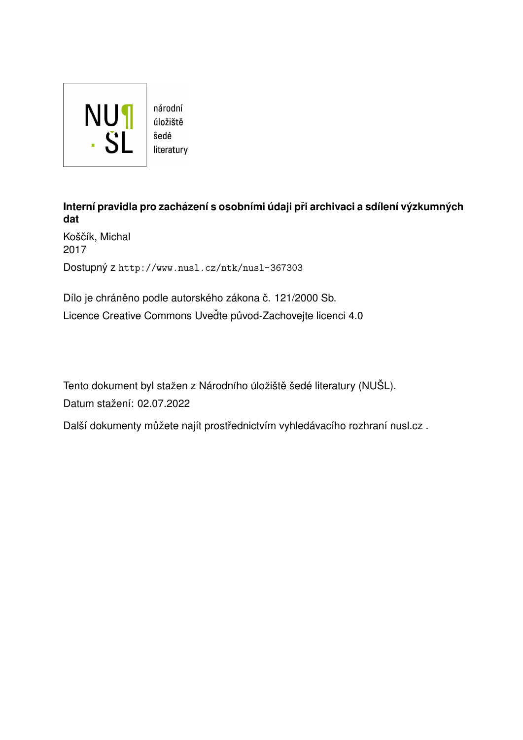NU¶
· ŠL

národní
úložiště
šedé
literatury

**Interní pravidla pro zacházení s osobními údaji při archivaci a sdílení výzkumných dat**

Koščík, Michal
2017

Dostupný z http://www.nusl.cz/ntk/nusl-367303

Dílo je chráněno podle autorského zákona č. 121/2000 Sb.
Licence Creative Commons Uveďte původ-Zachovejte licenci 4.0

Tento dokument byl stažen z Národního úložiště šedé literatury (NUŠL).
Datum stažení: 02.07.2022

Další dokumenty můžete najít prostřednictvím vyhledávacího rozhraní nusl.cz .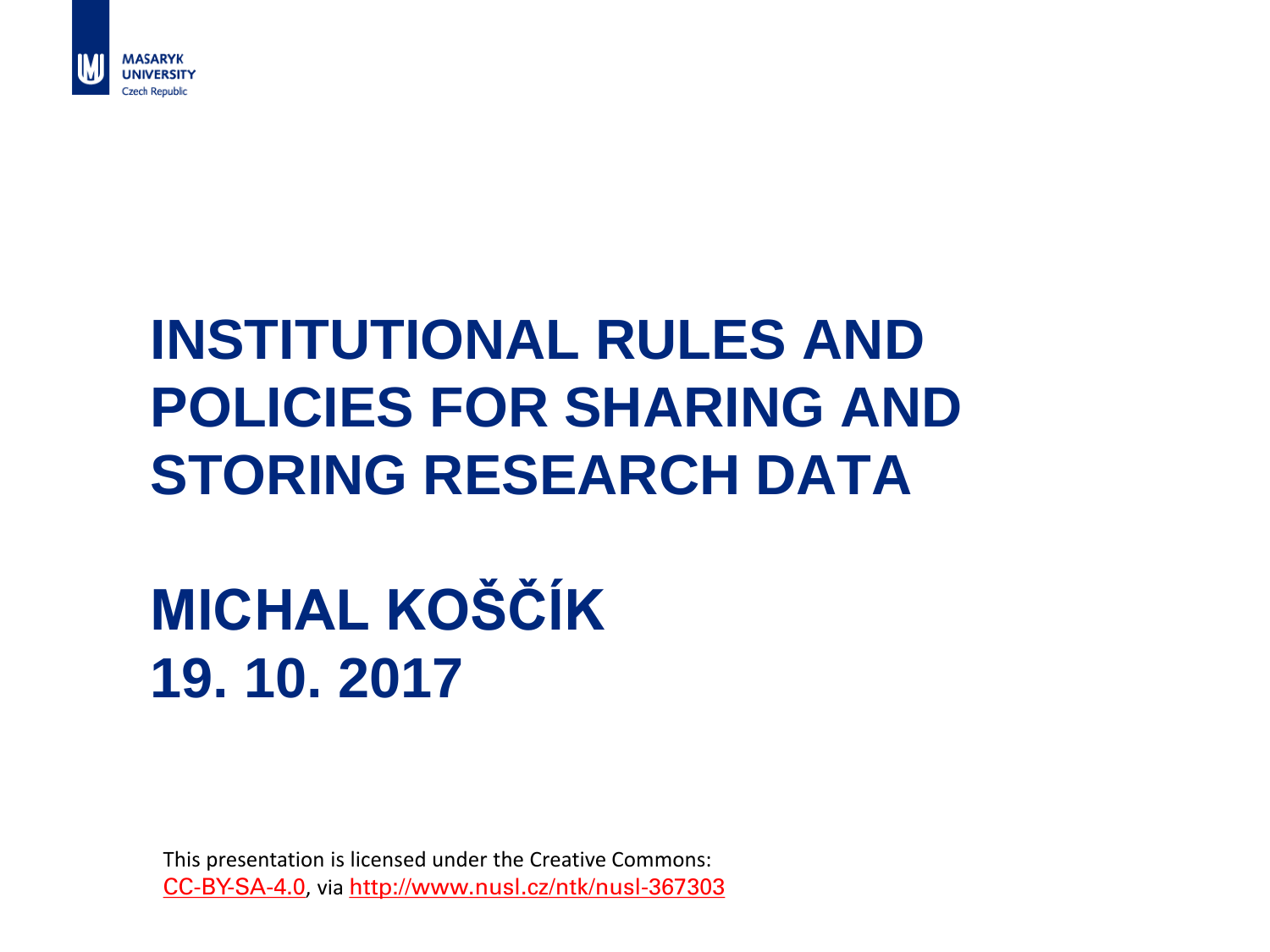MASARYK UNIVERSITY
Czech Republic

# INSTITUTIONAL RULES AND POLICIES FOR SHARING AND STORING RESEARCH DATA

# MICHAL KOŠČÍK
# 19. 10. 2017

This presentation is licensed under the Creative Commons: CC-BY-SA-4.0, via http://www.nusl.cz/ntk/nusl-367303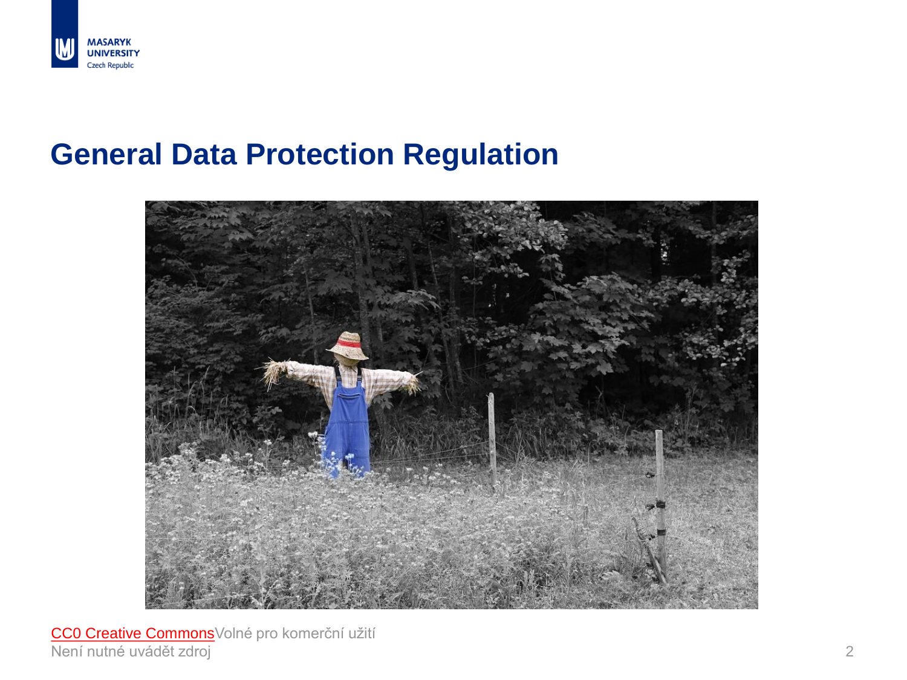# General Data Protection Regulation

CC0 Creative CommonsVolné pro komerční užití
Není nutné uvádět zdroj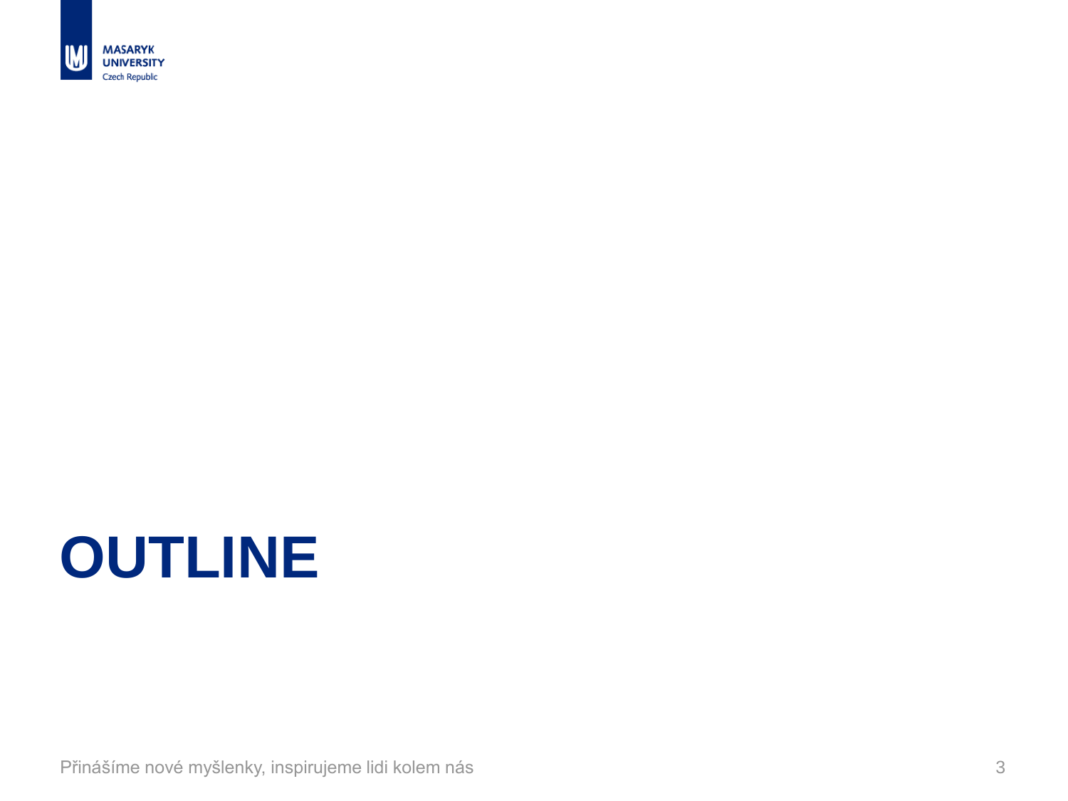# OUTLINE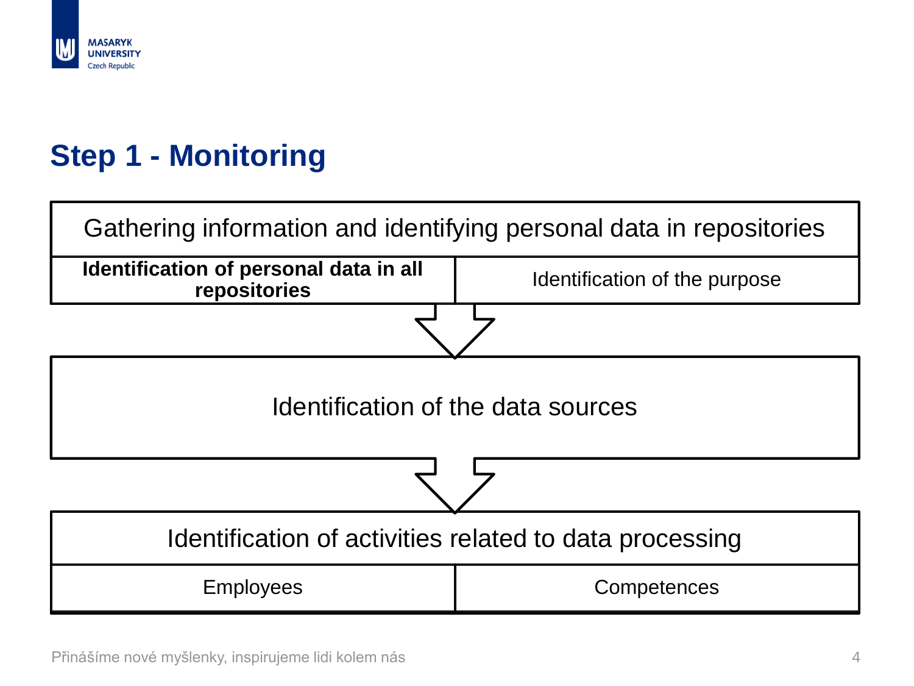# Step 1 - Monitoring

| Gathering information and identifying personal data in repositories | |
|---|---|
| **Identification of personal data in all repositories** | Identification of the purpose |

↓

Identification of the data sources

↓

| Identification of activities related to data processing | |
|---|---|
| Employees | Competences |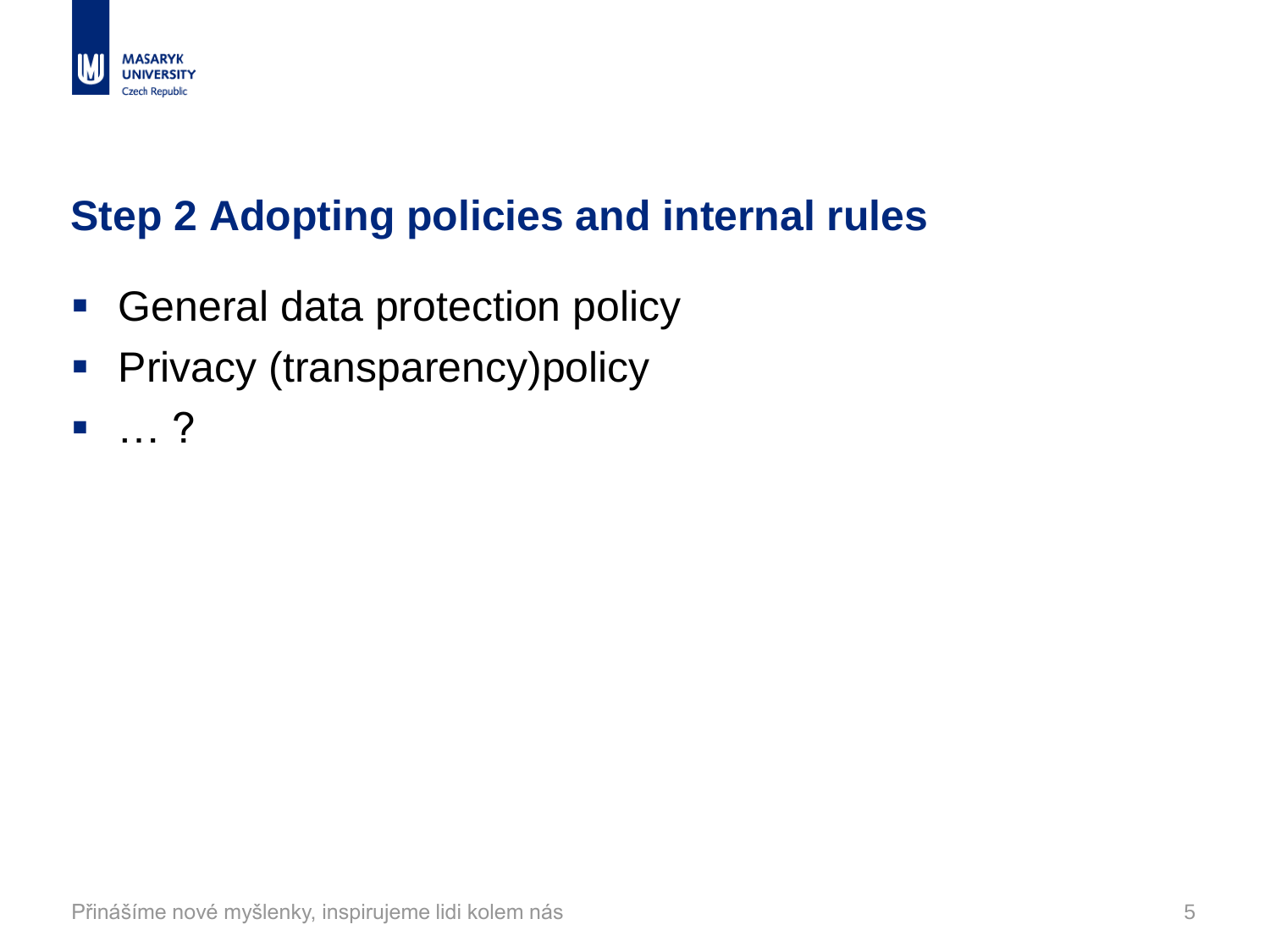# Step 2 Adopting policies and internal rules

- General data protection policy
- Privacy (transparency)policy
- … ?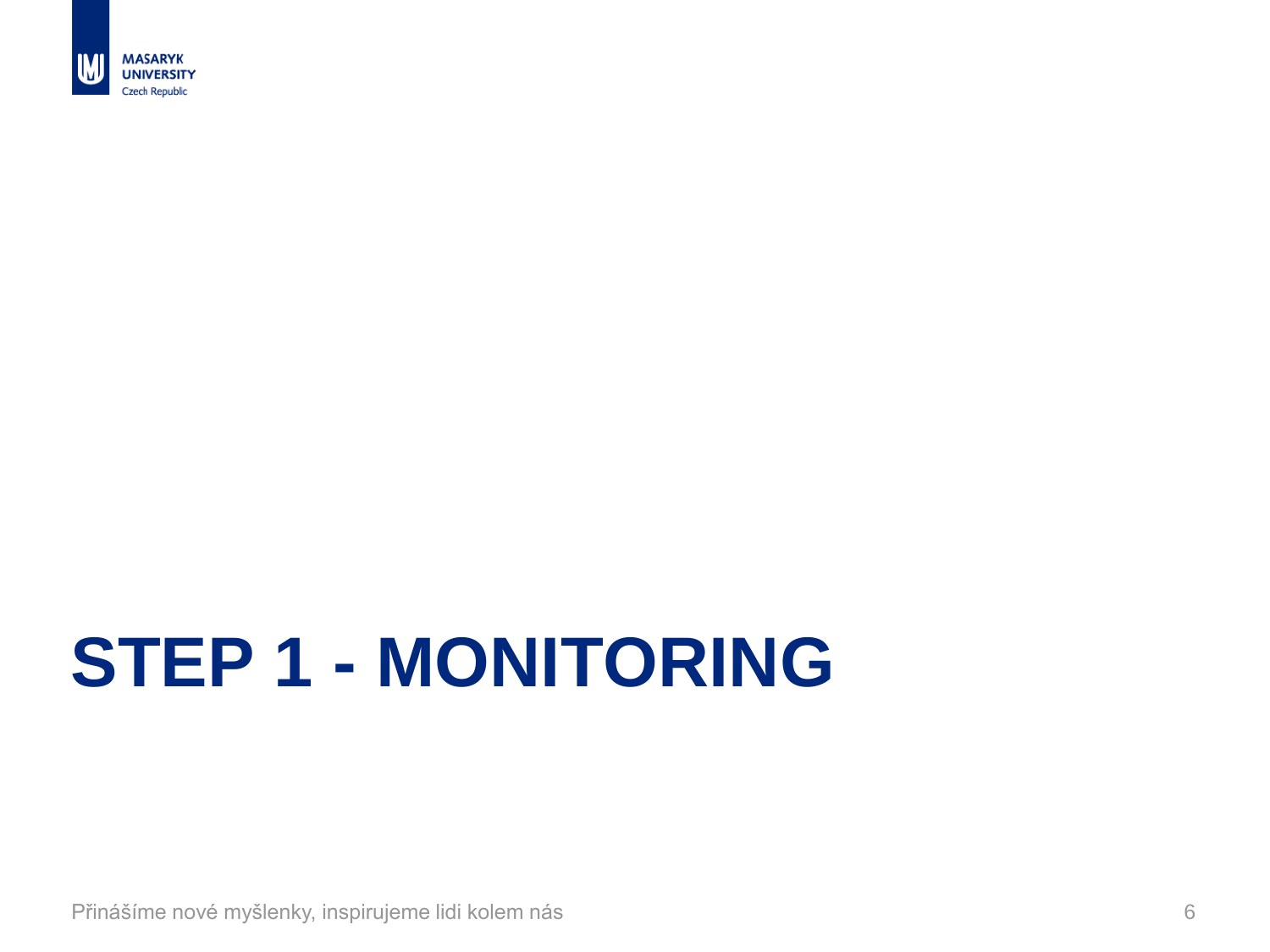# STEP 1 - MONITORING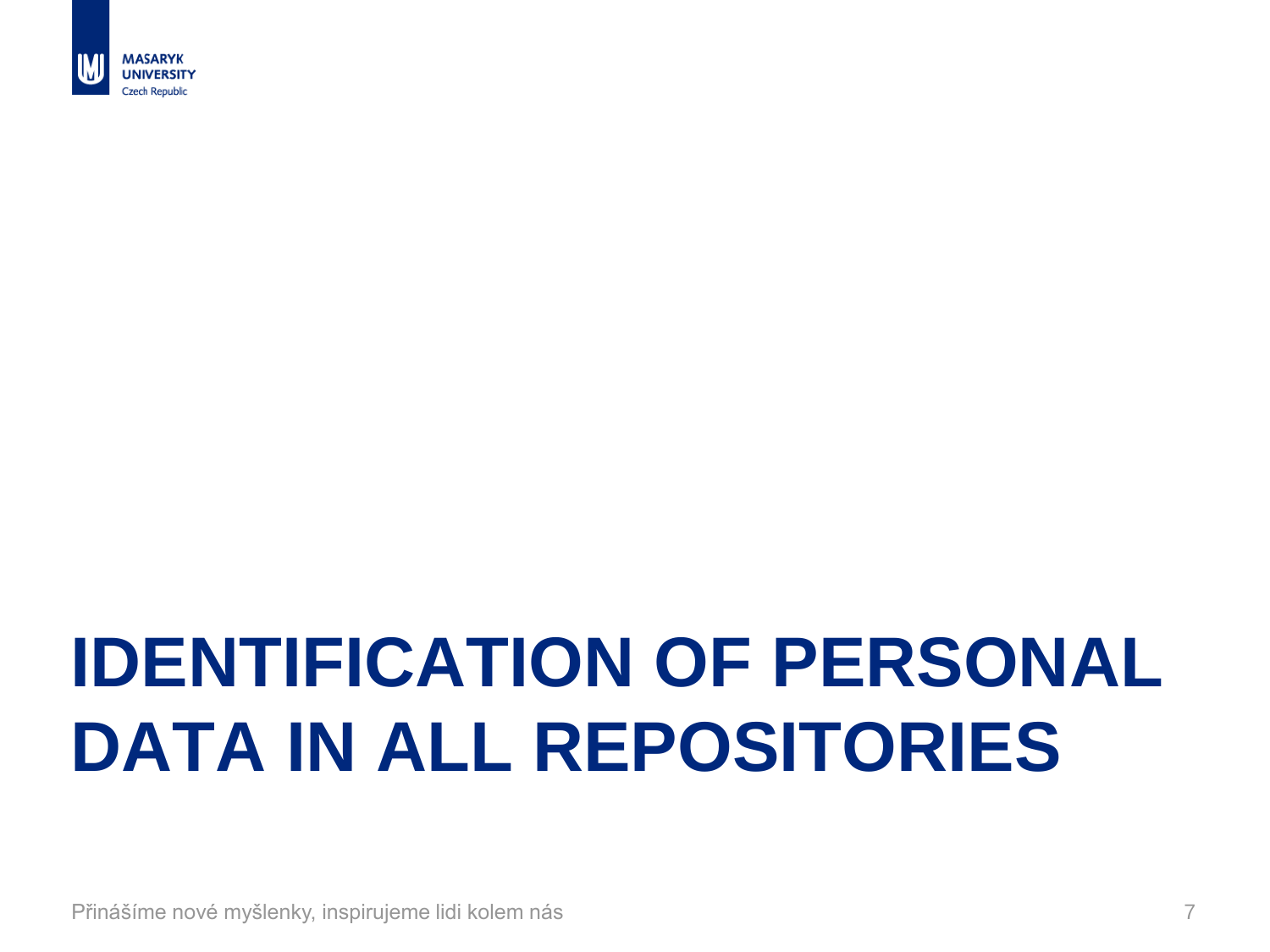# IDENTIFICATION OF PERSONAL DATA IN ALL REPOSITORIES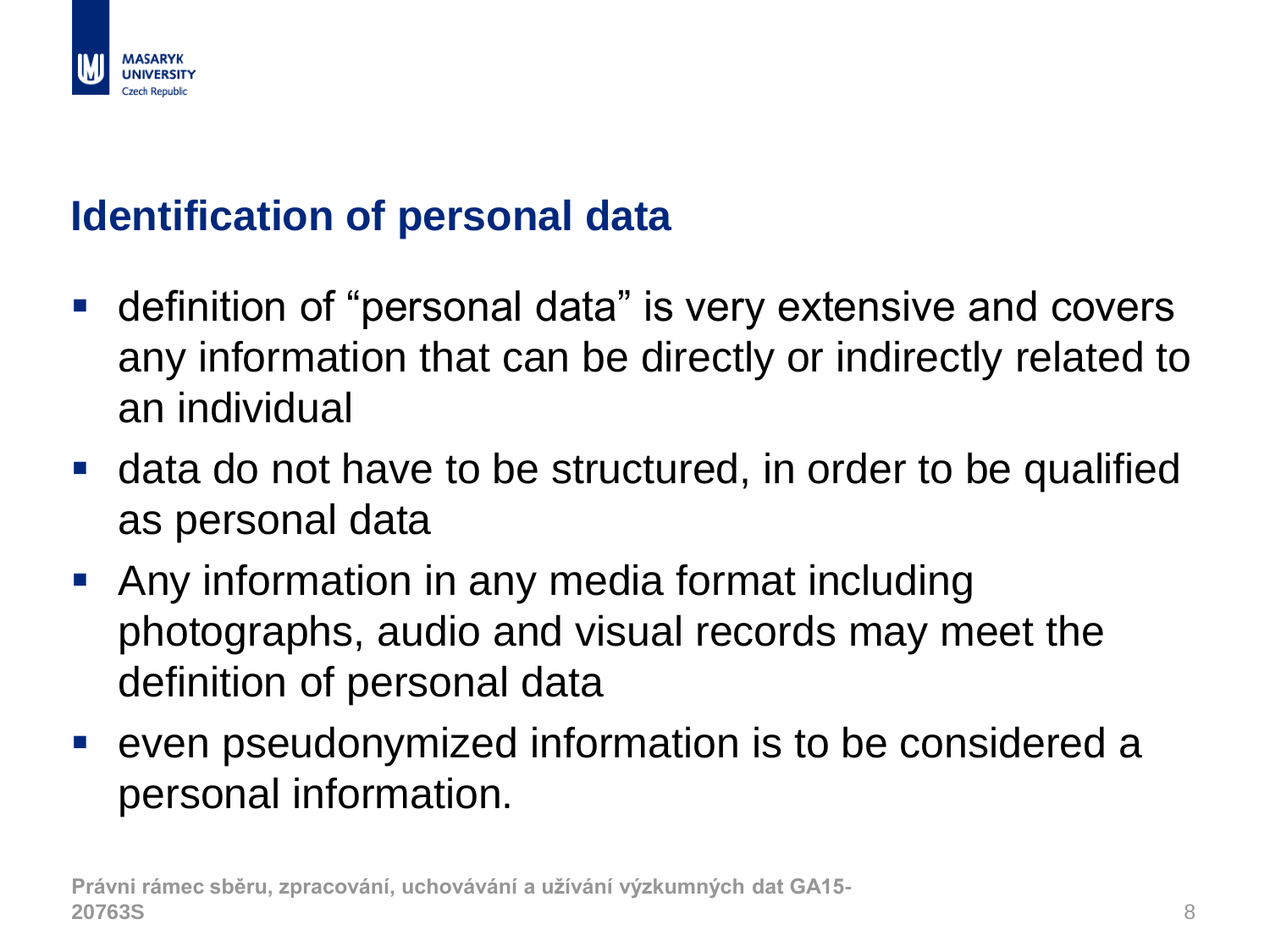## Identification of personal data

- definition of “personal data” is very extensive and covers any information that can be directly or indirectly related to an individual
- data do not have to be structured, in order to be qualified as personal data
- Any information in any media format including photographs, audio and visual records may meet the definition of personal data
- even pseudonymized information is to be considered a personal information.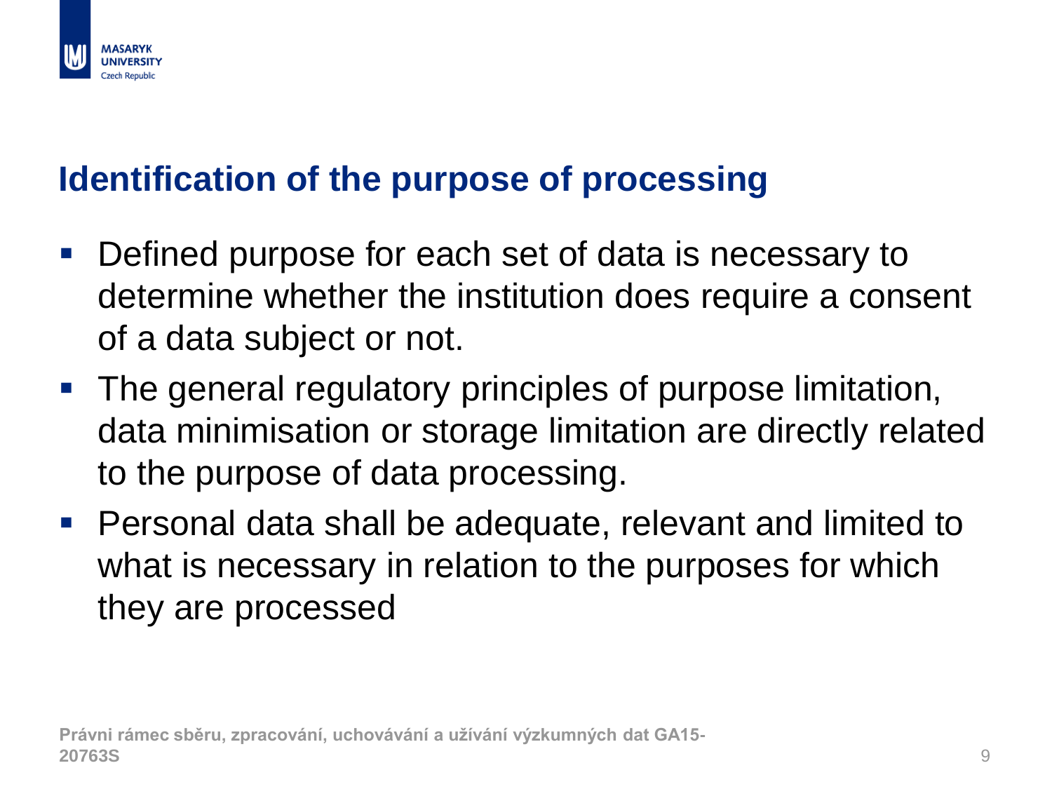## Identification of the purpose of processing

- Defined purpose for each set of data is necessary to determine whether the institution does require a consent of a data subject or not.
- The general regulatory principles of purpose limitation, data minimisation or storage limitation are directly related to the purpose of data processing.
- Personal data shall be adequate, relevant and limited to what is necessary in relation to the purposes for which they are processed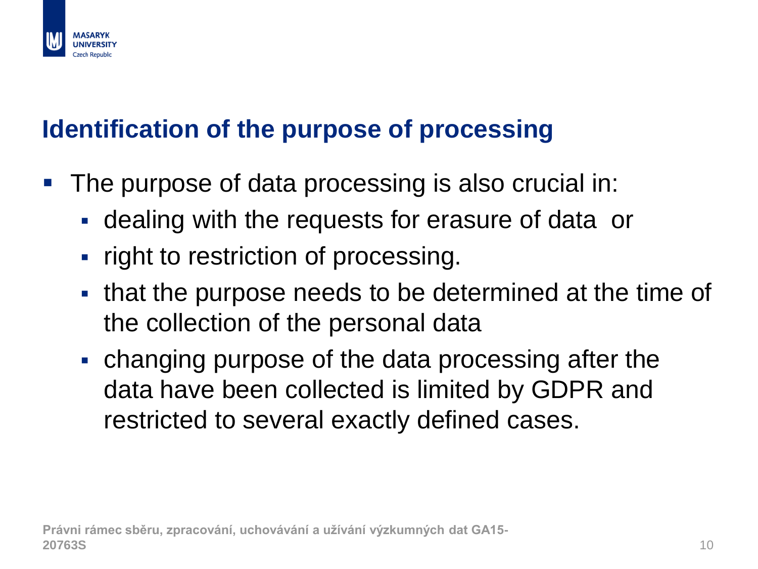## Identification of the purpose of processing

- The purpose of data processing is also crucial in:
  - dealing with the requests for erasure of data or
  - right to restriction of processing.
  - that the purpose needs to be determined at the time of the collection of the personal data
  - changing purpose of the data processing after the data have been collected is limited by GDPR and restricted to several exactly defined cases.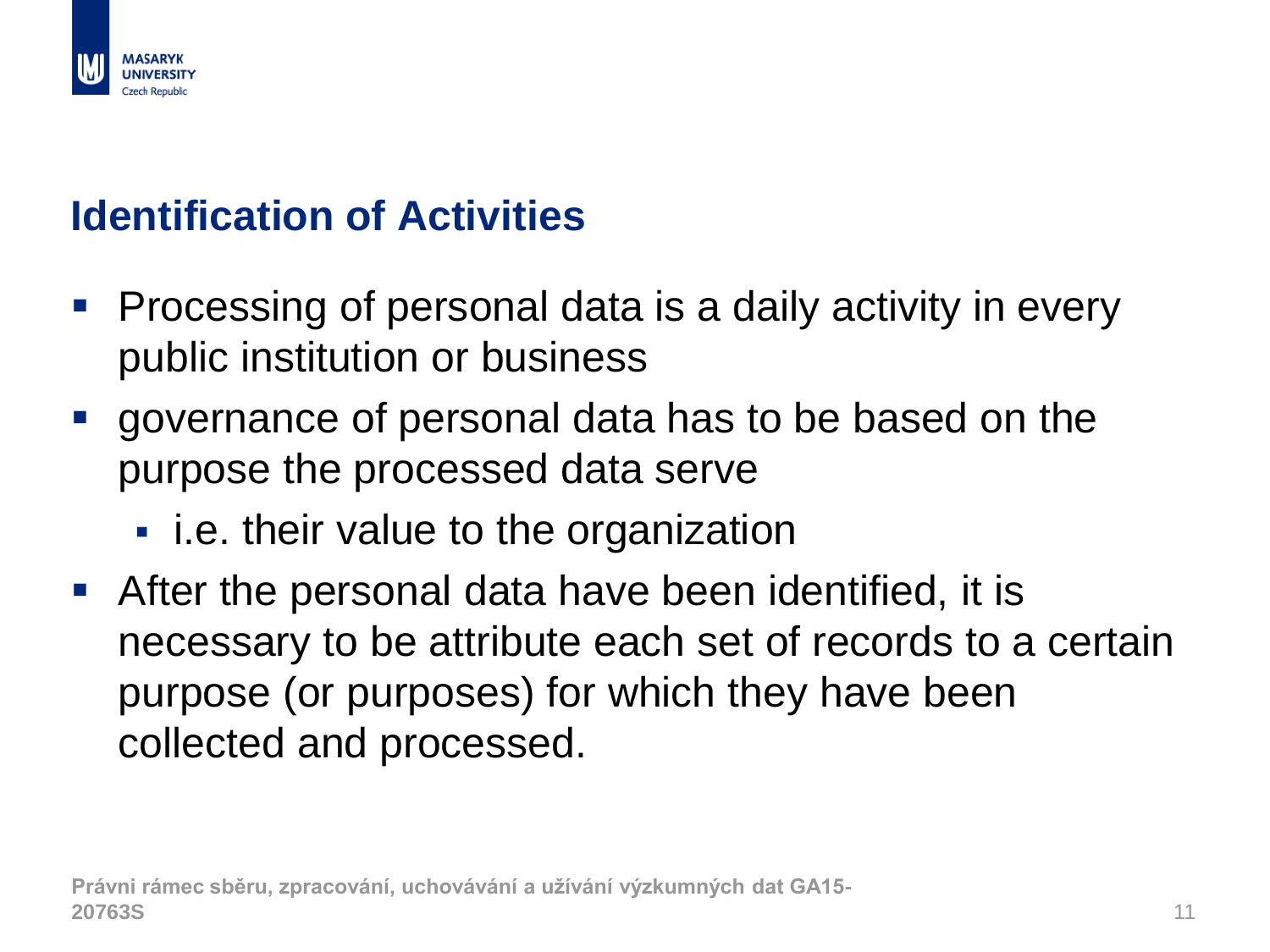## Identification of Activities

- Processing of personal data is a daily activity in every public institution or business
- governance of personal data has to be based on the purpose the processed data serve
  - i.e. their value to the organization
- After the personal data have been identified, it is necessary to be attribute each set of records to a certain purpose (or purposes) for which they have been collected and processed.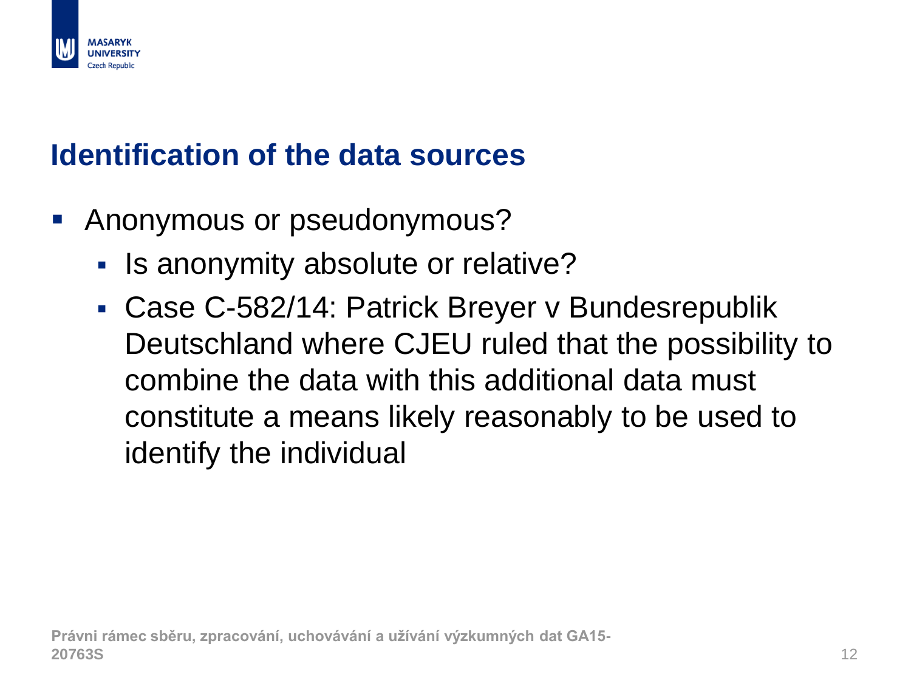## Identification of the data sources

- Anonymous or pseudonymous?
  - Is anonymity absolute or relative?
  - Case C-582/14: Patrick Breyer v Bundesrepublik Deutschland where CJEU ruled that the possibility to combine the data with this additional data must constitute a means likely reasonably to be used to identify the individual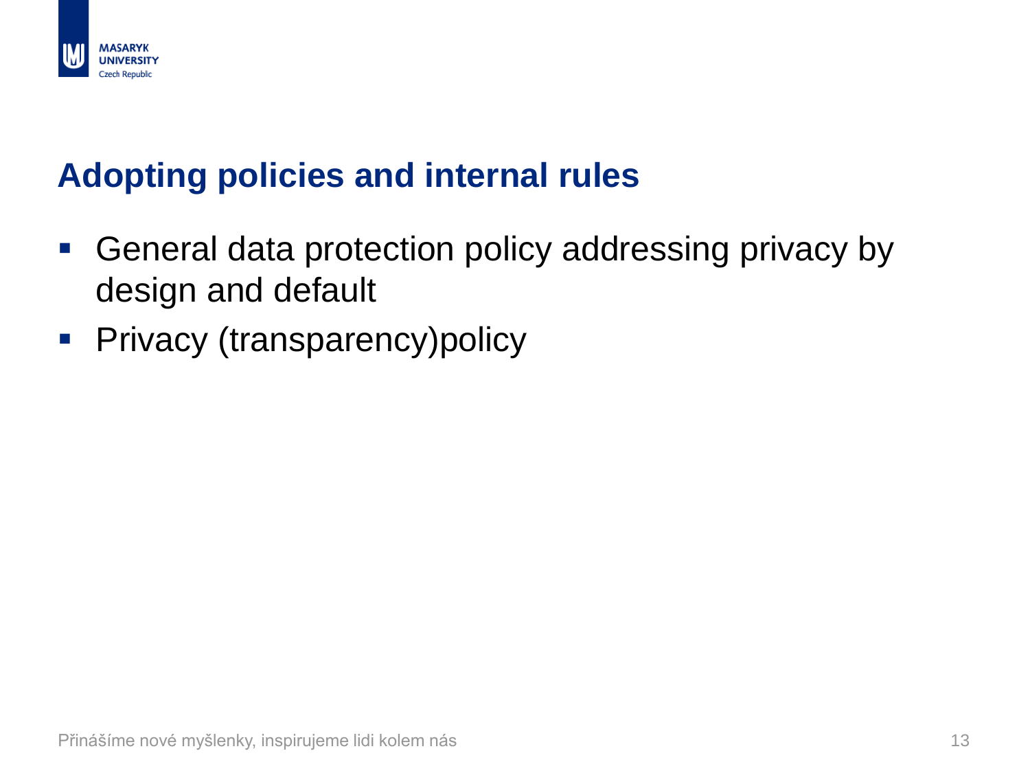## Adopting policies and internal rules

- General data protection policy addressing privacy by design and default
- Privacy (transparency)policy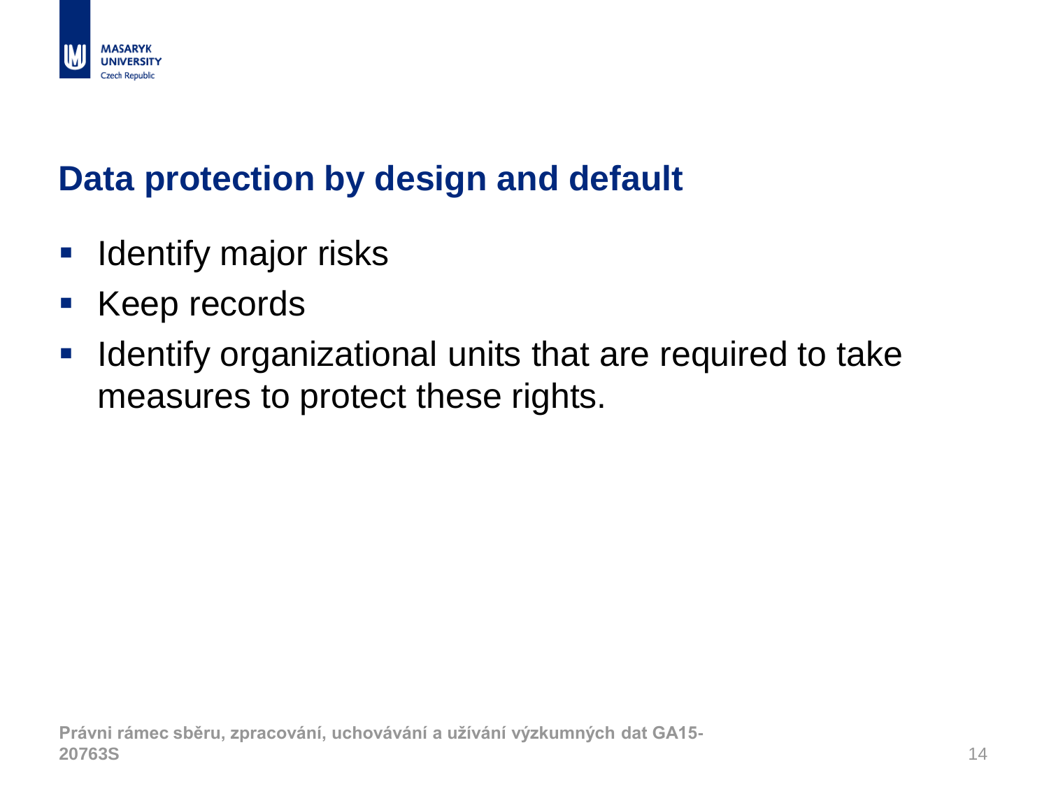## Data protection by design and default

- Identify major risks
- Keep records
- Identify organizational units that are required to take measures to protect these rights.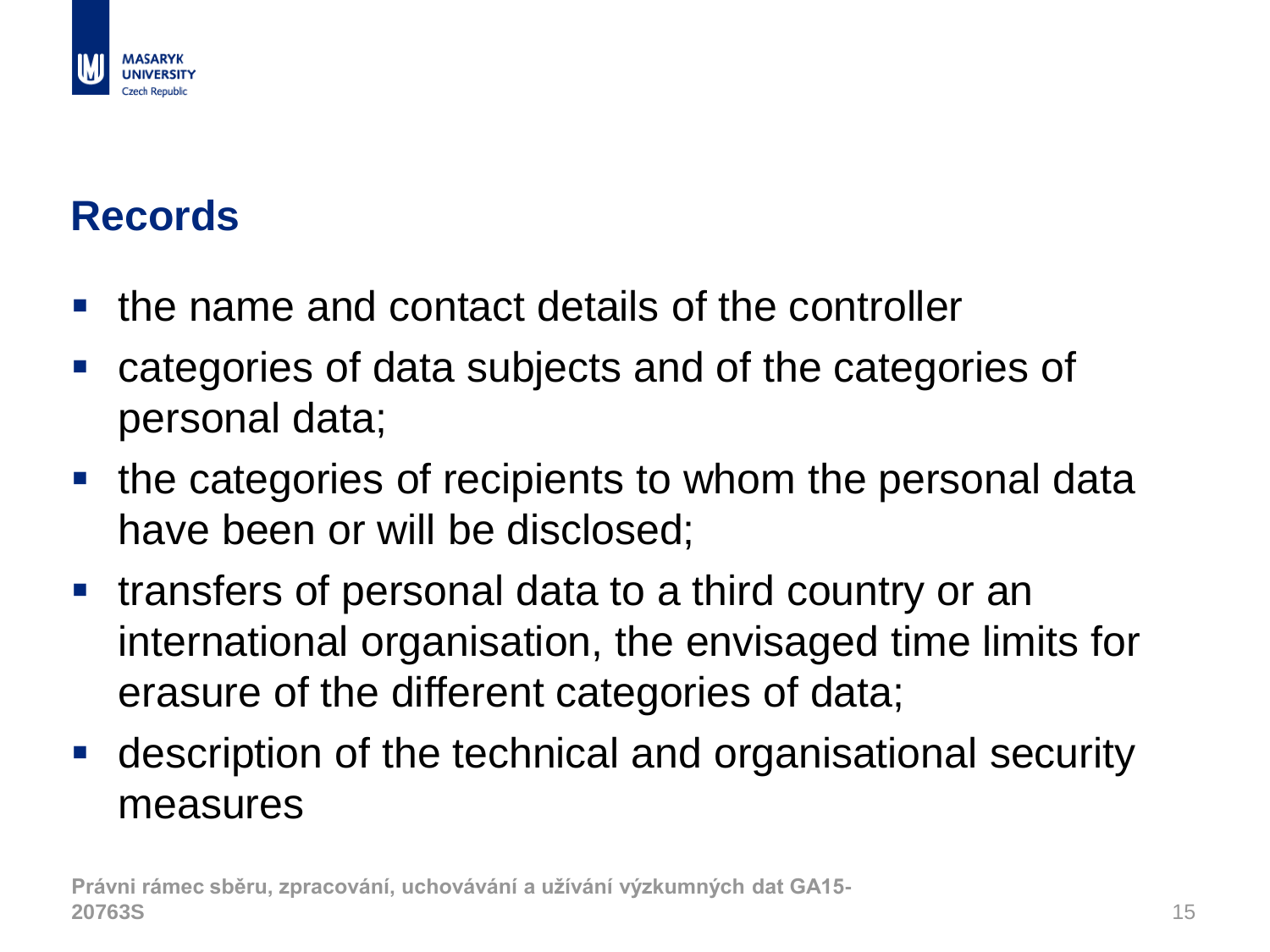## Records

- the name and contact details of the controller
- categories of data subjects and of the categories of personal data;
- the categories of recipients to whom the personal data have been or will be disclosed;
- transfers of personal data to a third country or an international organisation, the envisaged time limits for erasure of the different categories of data;
- description of the technical and organisational security measures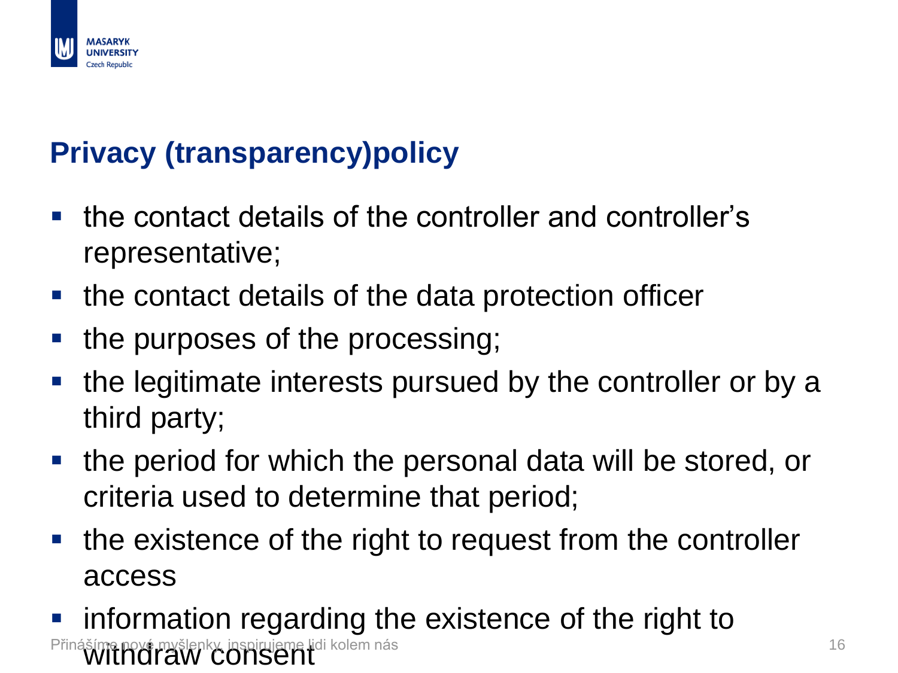## Privacy (transparency)policy

- the contact details of the controller and controller's representative;
- the contact details of the data protection officer
- the purposes of the processing;
- the legitimate interests pursued by the controller or by a third party;
- the period for which the personal data will be stored, or criteria used to determine that period;
- the existence of the right to request from the controller access
- information regarding the existence of the right to withdraw consent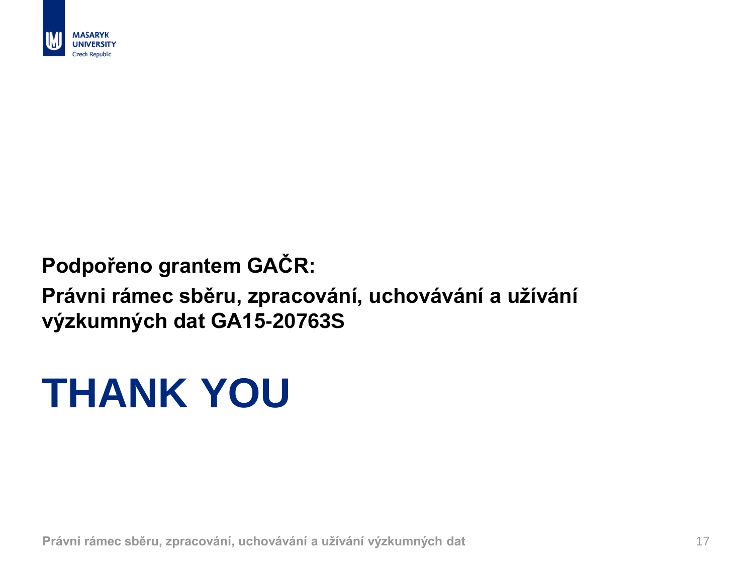**Podpořeno grantem GAČR:**

**Právni rámec sběru, zpracování, uchovávání a užívání výzkumných dat GA15-20763S**

# THANK YOU